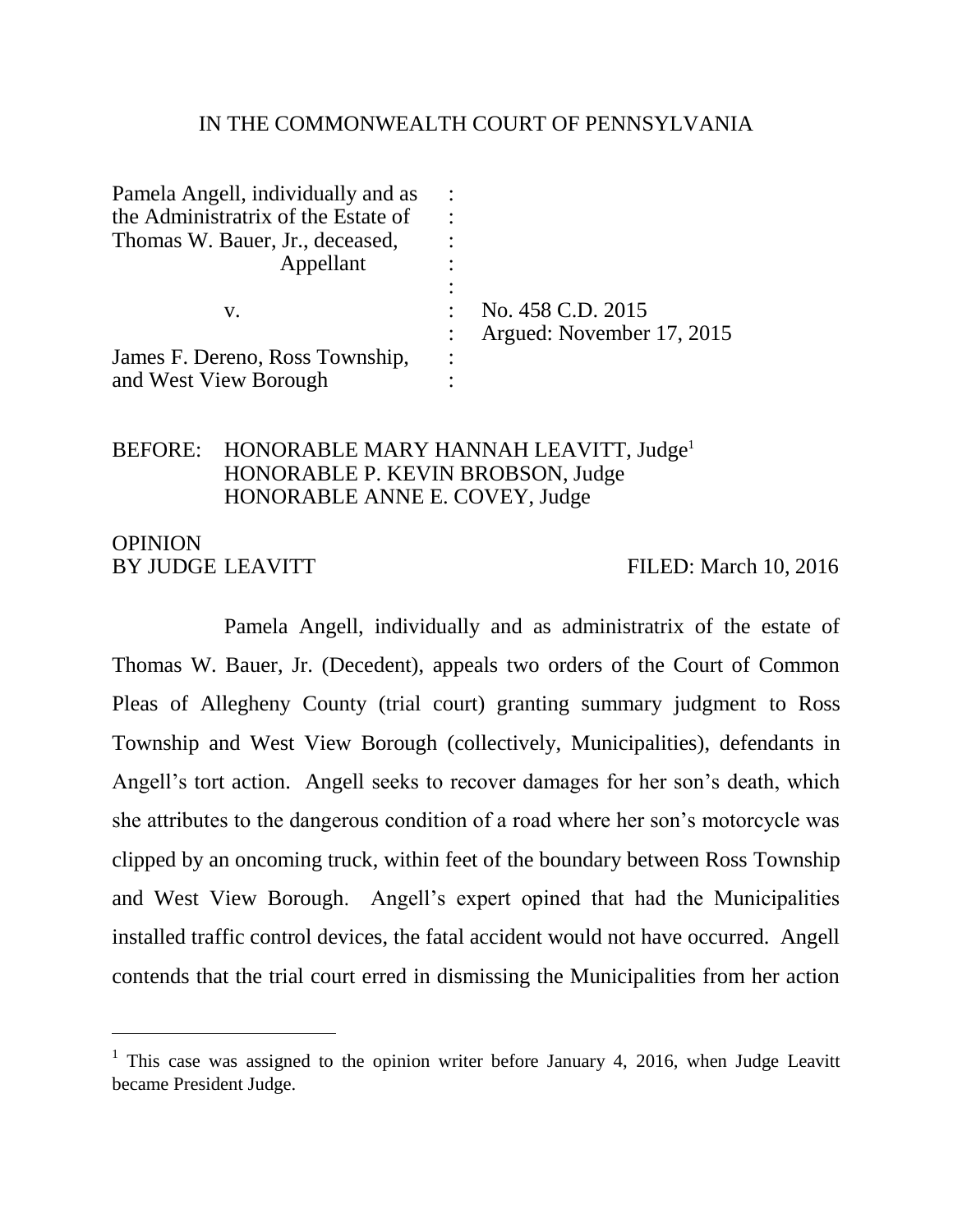IN THE COMMONWEALTH COURT OF PENNSYLVANIA

| | | |
|---|---|---|
| Pamela Angell, individually and as the Administratrix of the Estate of Thomas W. Bauer, Jr., deceased, Appellant | : | |
| v. | : | No. 458 C.D. 2015 |
| | : | Argued: November 17, 2015 |
| James F. Dereno, Ross Township, and West View Borough | : | |

BEFORE: HONORABLE MARY HANNAH LEAVITT, Judge[1]
HONORABLE P. KEVIN BROBSON, Judge
HONORABLE ANNE E. COVEY, Judge

OPINION
BY JUDGE LEAVITT FILED: March 10, 2016

Pamela Angell, individually and as administratrix of the estate of Thomas W. Bauer, Jr. (Decedent), appeals two orders of the Court of Common Pleas of Allegheny County (trial court) granting summary judgment to Ross Township and West View Borough (collectively, Municipalities), defendants in Angell's tort action. Angell seeks to recover damages for her son's death, which she attributes to the dangerous condition of a road where her son's motorcycle was clipped by an oncoming truck, within feet of the boundary between Ross Township and West View Borough. Angell's expert opined that had the Municipalities installed traffic control devices, the fatal accident would not have occurred. Angell contends that the trial court erred in dismissing the Municipalities from her action

---

[1] This case was assigned to the opinion writer before January 4, 2016, when Judge Leavitt became President Judge.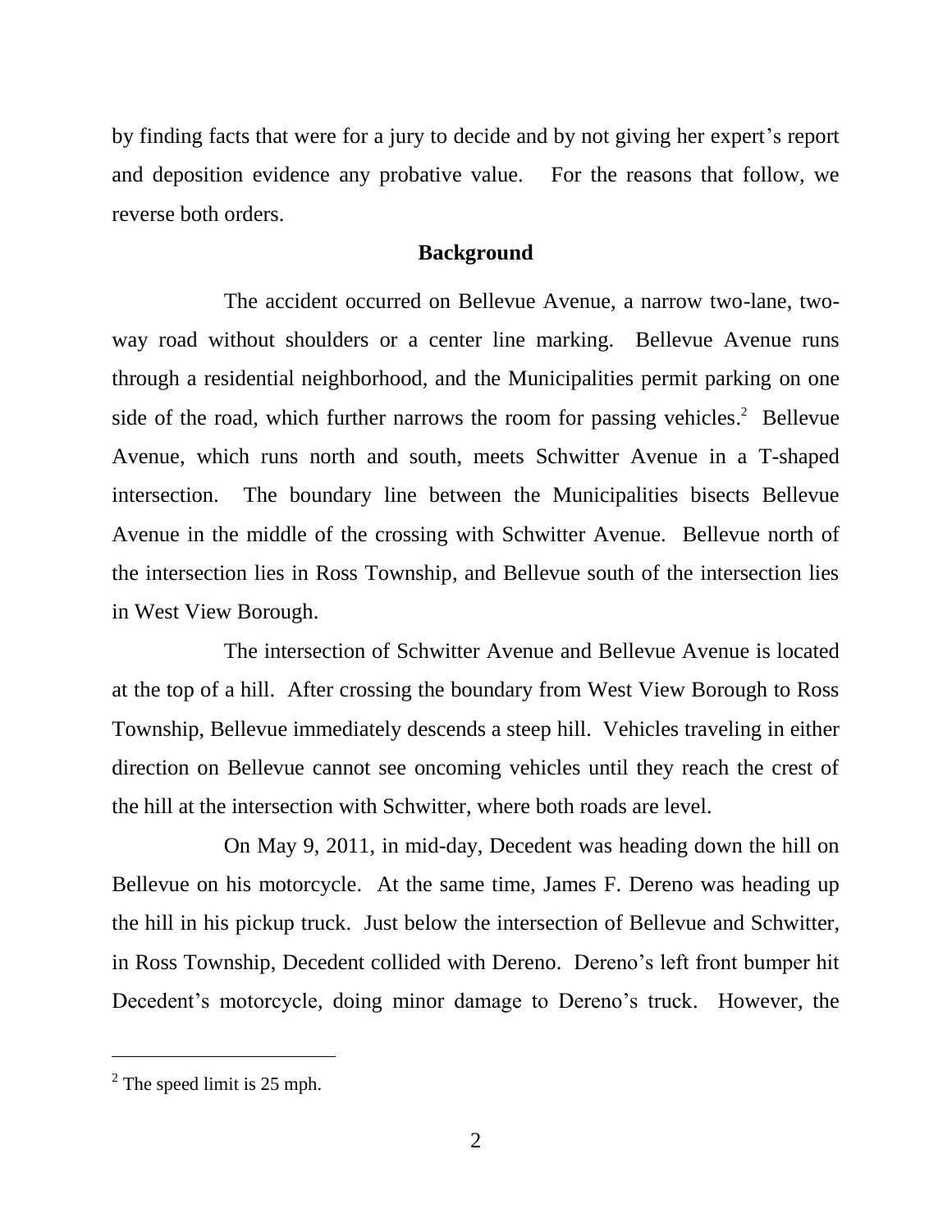by finding facts that were for a jury to decide and by not giving her expert's report and deposition evidence any probative value. For the reasons that follow, we reverse both orders.

## Background

The accident occurred on Bellevue Avenue, a narrow two-lane, two-way road without shoulders or a center line marking. Bellevue Avenue runs through a residential neighborhood, and the Municipalities permit parking on one side of the road, which further narrows the room for passing vehicles.[2] Bellevue Avenue, which runs north and south, meets Schwitter Avenue in a T-shaped intersection. The boundary line between the Municipalities bisects Bellevue Avenue in the middle of the crossing with Schwitter Avenue. Bellevue north of the intersection lies in Ross Township, and Bellevue south of the intersection lies in West View Borough.

The intersection of Schwitter Avenue and Bellevue Avenue is located at the top of a hill. After crossing the boundary from West View Borough to Ross Township, Bellevue immediately descends a steep hill. Vehicles traveling in either direction on Bellevue cannot see oncoming vehicles until they reach the crest of the hill at the intersection with Schwitter, where both roads are level.

On May 9, 2011, in mid-day, Decedent was heading down the hill on Bellevue on his motorcycle. At the same time, James F. Dereno was heading up the hill in his pickup truck. Just below the intersection of Bellevue and Schwitter, in Ross Township, Decedent collided with Dereno. Dereno's left front bumper hit Decedent's motorcycle, doing minor damage to Dereno's truck. However, the

---

[2] The speed limit is 25 mph.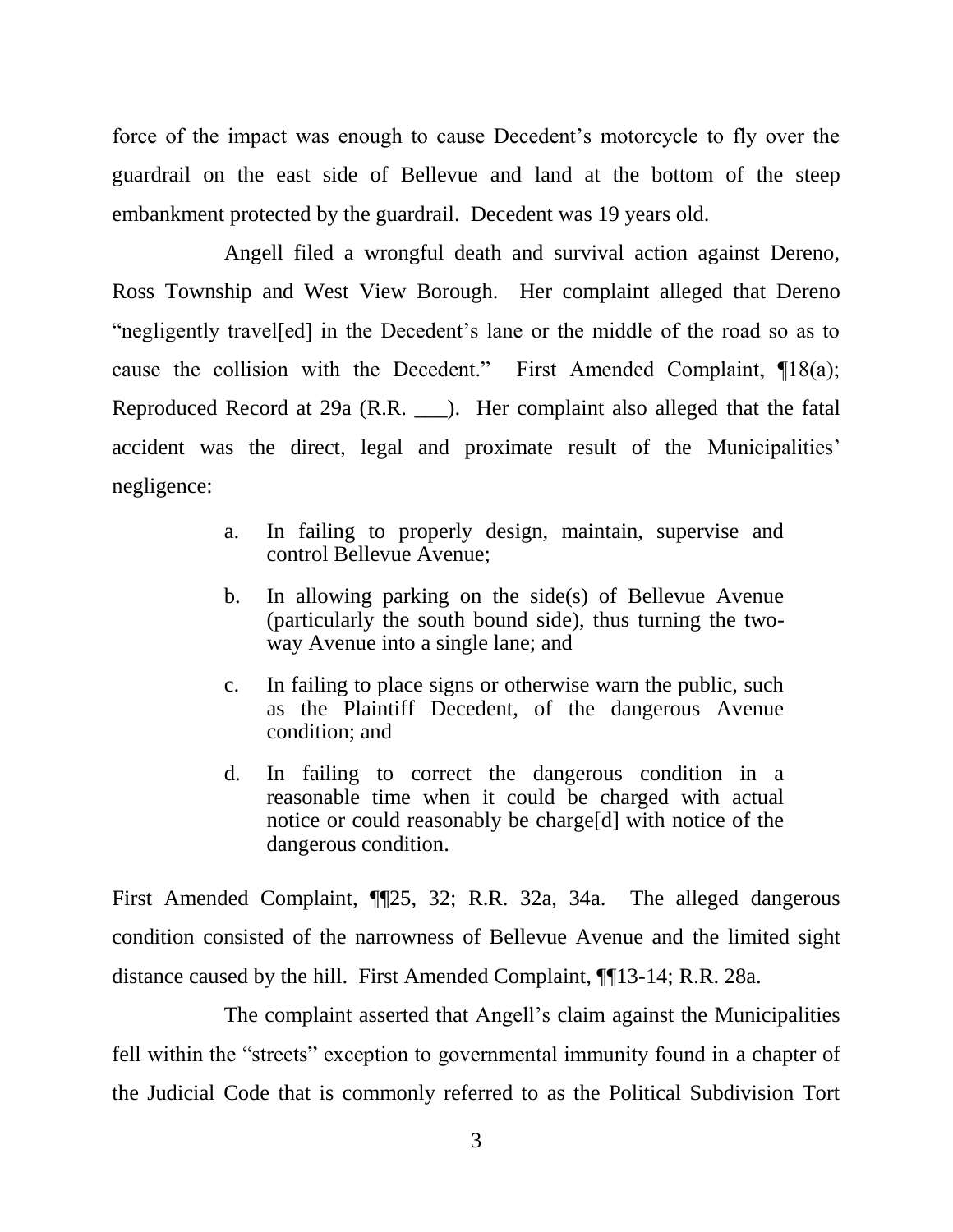force of the impact was enough to cause Decedent's motorcycle to fly over the guardrail on the east side of Bellevue and land at the bottom of the steep embankment protected by the guardrail. Decedent was 19 years old.

Angell filed a wrongful death and survival action against Dereno, Ross Township and West View Borough. Her complaint alleged that Dereno "negligently travel[ed] in the Decedent's lane or the middle of the road so as to cause the collision with the Decedent." First Amended Complaint, ¶18(a); Reproduced Record at 29a (R.R. ___). Her complaint also alleged that the fatal accident was the direct, legal and proximate result of the Municipalities' negligence:

> a. In failing to properly design, maintain, supervise and control Bellevue Avenue;
>
> b. In allowing parking on the side(s) of Bellevue Avenue (particularly the south bound side), thus turning the two-way Avenue into a single lane; and
>
> c. In failing to place signs or otherwise warn the public, such as the Plaintiff Decedent, of the dangerous Avenue condition; and
>
> d. In failing to correct the dangerous condition in a reasonable time when it could be charged with actual notice or could reasonably be charge[d] with notice of the dangerous condition.

First Amended Complaint, ¶¶25, 32; R.R. 32a, 34a. The alleged dangerous condition consisted of the narrowness of Bellevue Avenue and the limited sight distance caused by the hill. First Amended Complaint, ¶¶13-14; R.R. 28a.

The complaint asserted that Angell's claim against the Municipalities fell within the "streets" exception to governmental immunity found in a chapter of the Judicial Code that is commonly referred to as the Political Subdivision Tort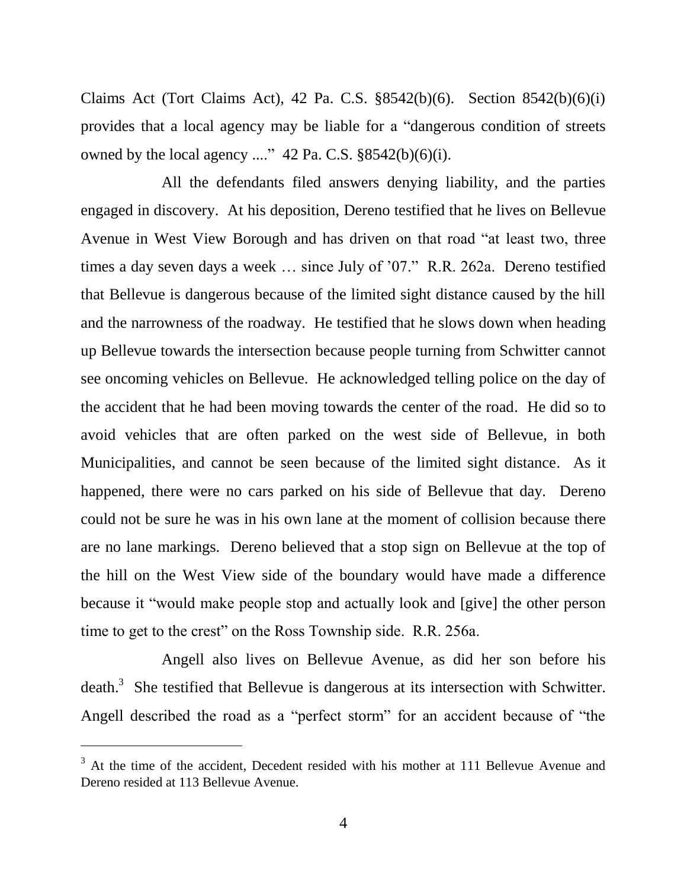Claims Act (Tort Claims Act), 42 Pa. C.S. §8542(b)(6). Section 8542(b)(6)(i) provides that a local agency may be liable for a "dangerous condition of streets owned by the local agency ...." 42 Pa. C.S. §8542(b)(6)(i).

All the defendants filed answers denying liability, and the parties engaged in discovery. At his deposition, Dereno testified that he lives on Bellevue Avenue in West View Borough and has driven on that road "at least two, three times a day seven days a week … since July of '07." R.R. 262a. Dereno testified that Bellevue is dangerous because of the limited sight distance caused by the hill and the narrowness of the roadway. He testified that he slows down when heading up Bellevue towards the intersection because people turning from Schwitter cannot see oncoming vehicles on Bellevue. He acknowledged telling police on the day of the accident that he had been moving towards the center of the road. He did so to avoid vehicles that are often parked on the west side of Bellevue, in both Municipalities, and cannot be seen because of the limited sight distance. As it happened, there were no cars parked on his side of Bellevue that day. Dereno could not be sure he was in his own lane at the moment of collision because there are no lane markings. Dereno believed that a stop sign on Bellevue at the top of the hill on the West View side of the boundary would have made a difference because it "would make people stop and actually look and [give] the other person time to get to the crest" on the Ross Township side. R.R. 256a.

Angell also lives on Bellevue Avenue, as did her son before his death.[3] She testified that Bellevue is dangerous at its intersection with Schwitter. Angell described the road as a "perfect storm" for an accident because of "the

[3] At the time of the accident, Decedent resided with his mother at 111 Bellevue Avenue and Dereno resided at 113 Bellevue Avenue.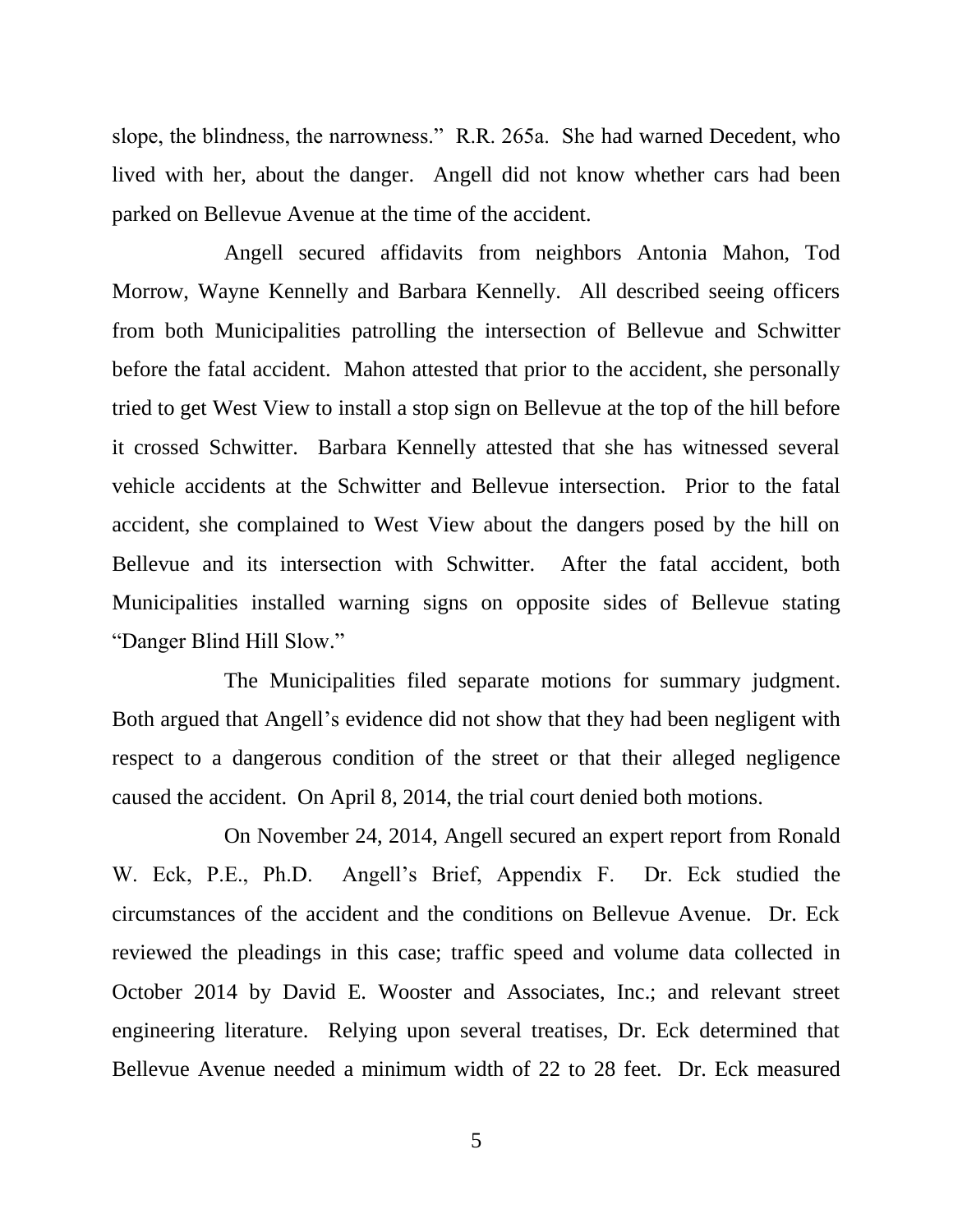slope, the blindness, the narrowness." R.R. 265a. She had warned Decedent, who lived with her, about the danger. Angell did not know whether cars had been parked on Bellevue Avenue at the time of the accident.

Angell secured affidavits from neighbors Antonia Mahon, Tod Morrow, Wayne Kennelly and Barbara Kennelly. All described seeing officers from both Municipalities patrolling the intersection of Bellevue and Schwitter before the fatal accident. Mahon attested that prior to the accident, she personally tried to get West View to install a stop sign on Bellevue at the top of the hill before it crossed Schwitter. Barbara Kennelly attested that she has witnessed several vehicle accidents at the Schwitter and Bellevue intersection. Prior to the fatal accident, she complained to West View about the dangers posed by the hill on Bellevue and its intersection with Schwitter. After the fatal accident, both Municipalities installed warning signs on opposite sides of Bellevue stating "Danger Blind Hill Slow."

The Municipalities filed separate motions for summary judgment. Both argued that Angell's evidence did not show that they had been negligent with respect to a dangerous condition of the street or that their alleged negligence caused the accident. On April 8, 2014, the trial court denied both motions.

On November 24, 2014, Angell secured an expert report from Ronald W. Eck, P.E., Ph.D. Angell's Brief, Appendix F. Dr. Eck studied the circumstances of the accident and the conditions on Bellevue Avenue. Dr. Eck reviewed the pleadings in this case; traffic speed and volume data collected in October 2014 by David E. Wooster and Associates, Inc.; and relevant street engineering literature. Relying upon several treatises, Dr. Eck determined that Bellevue Avenue needed a minimum width of 22 to 28 feet. Dr. Eck measured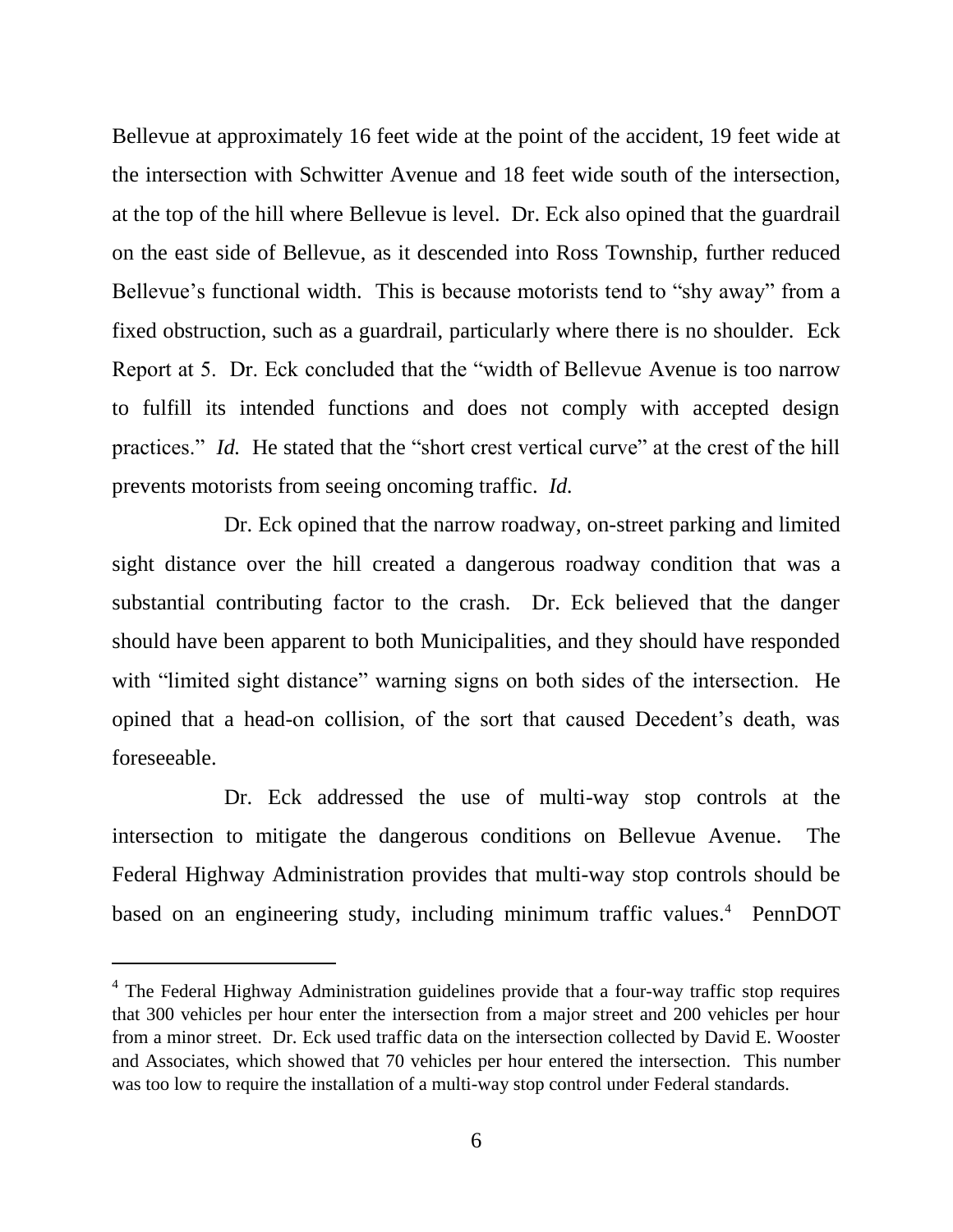Bellevue at approximately 16 feet wide at the point of the accident, 19 feet wide at the intersection with Schwitter Avenue and 18 feet wide south of the intersection, at the top of the hill where Bellevue is level. Dr. Eck also opined that the guardrail on the east side of Bellevue, as it descended into Ross Township, further reduced Bellevue's functional width. This is because motorists tend to "shy away" from a fixed obstruction, such as a guardrail, particularly where there is no shoulder. Eck Report at 5. Dr. Eck concluded that the "width of Bellevue Avenue is too narrow to fulfill its intended functions and does not comply with accepted design practices." *Id.* He stated that the "short crest vertical curve" at the crest of the hill prevents motorists from seeing oncoming traffic. *Id.*

Dr. Eck opined that the narrow roadway, on-street parking and limited sight distance over the hill created a dangerous roadway condition that was a substantial contributing factor to the crash. Dr. Eck believed that the danger should have been apparent to both Municipalities, and they should have responded with "limited sight distance" warning signs on both sides of the intersection. He opined that a head-on collision, of the sort that caused Decedent's death, was foreseeable.

Dr. Eck addressed the use of multi-way stop controls at the intersection to mitigate the dangerous conditions on Bellevue Avenue. The Federal Highway Administration provides that multi-way stop controls should be based on an engineering study, including minimum traffic values.[4] PennDOT

---

[4] The Federal Highway Administration guidelines provide that a four-way traffic stop requires that 300 vehicles per hour enter the intersection from a major street and 200 vehicles per hour from a minor street. Dr. Eck used traffic data on the intersection collected by David E. Wooster and Associates, which showed that 70 vehicles per hour entered the intersection. This number was too low to require the installation of a multi-way stop control under Federal standards.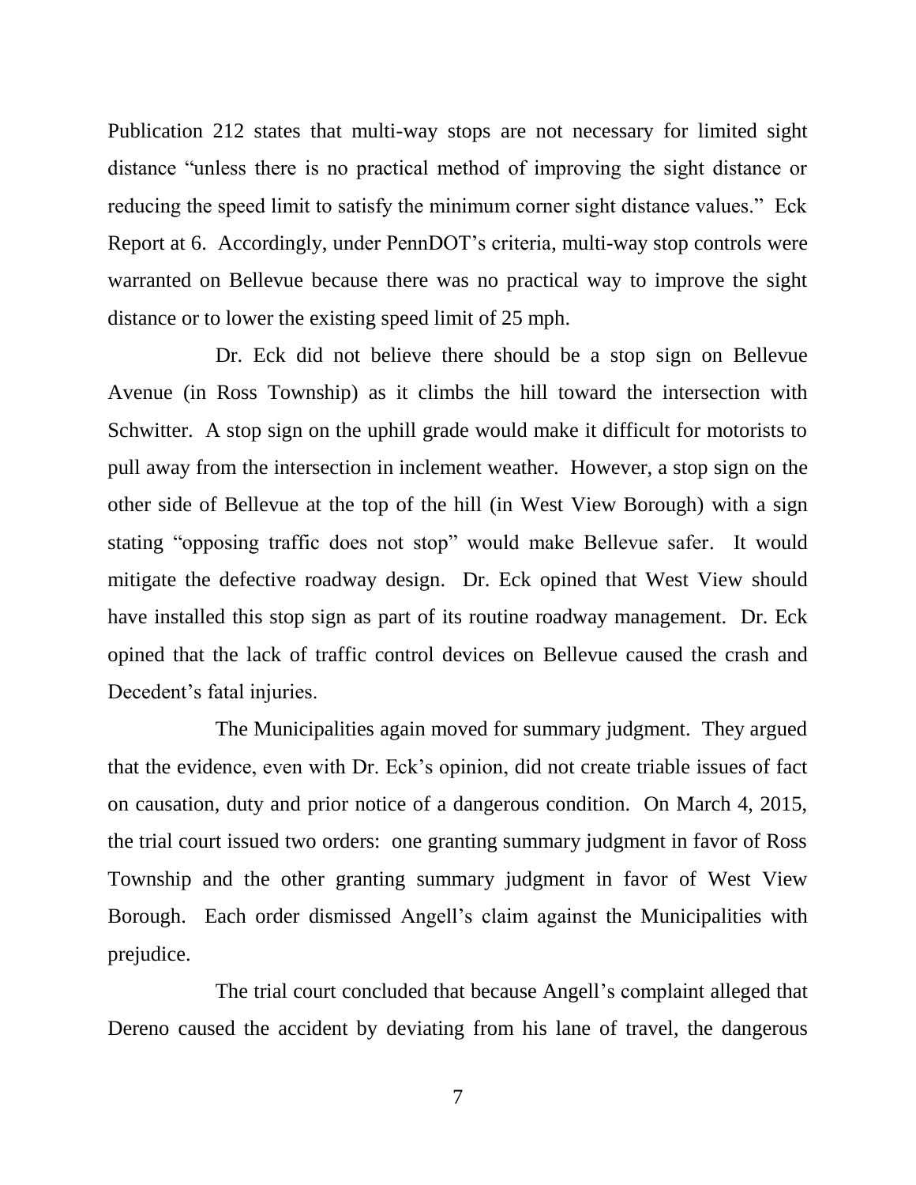Publication 212 states that multi-way stops are not necessary for limited sight distance "unless there is no practical method of improving the sight distance or reducing the speed limit to satisfy the minimum corner sight distance values." Eck Report at 6. Accordingly, under PennDOT's criteria, multi-way stop controls were warranted on Bellevue because there was no practical way to improve the sight distance or to lower the existing speed limit of 25 mph.

Dr. Eck did not believe there should be a stop sign on Bellevue Avenue (in Ross Township) as it climbs the hill toward the intersection with Schwitter. A stop sign on the uphill grade would make it difficult for motorists to pull away from the intersection in inclement weather. However, a stop sign on the other side of Bellevue at the top of the hill (in West View Borough) with a sign stating "opposing traffic does not stop" would make Bellevue safer. It would mitigate the defective roadway design. Dr. Eck opined that West View should have installed this stop sign as part of its routine roadway management. Dr. Eck opined that the lack of traffic control devices on Bellevue caused the crash and Decedent's fatal injuries.

The Municipalities again moved for summary judgment. They argued that the evidence, even with Dr. Eck's opinion, did not create triable issues of fact on causation, duty and prior notice of a dangerous condition. On March 4, 2015, the trial court issued two orders: one granting summary judgment in favor of Ross Township and the other granting summary judgment in favor of West View Borough. Each order dismissed Angell's claim against the Municipalities with prejudice.

The trial court concluded that because Angell's complaint alleged that Dereno caused the accident by deviating from his lane of travel, the dangerous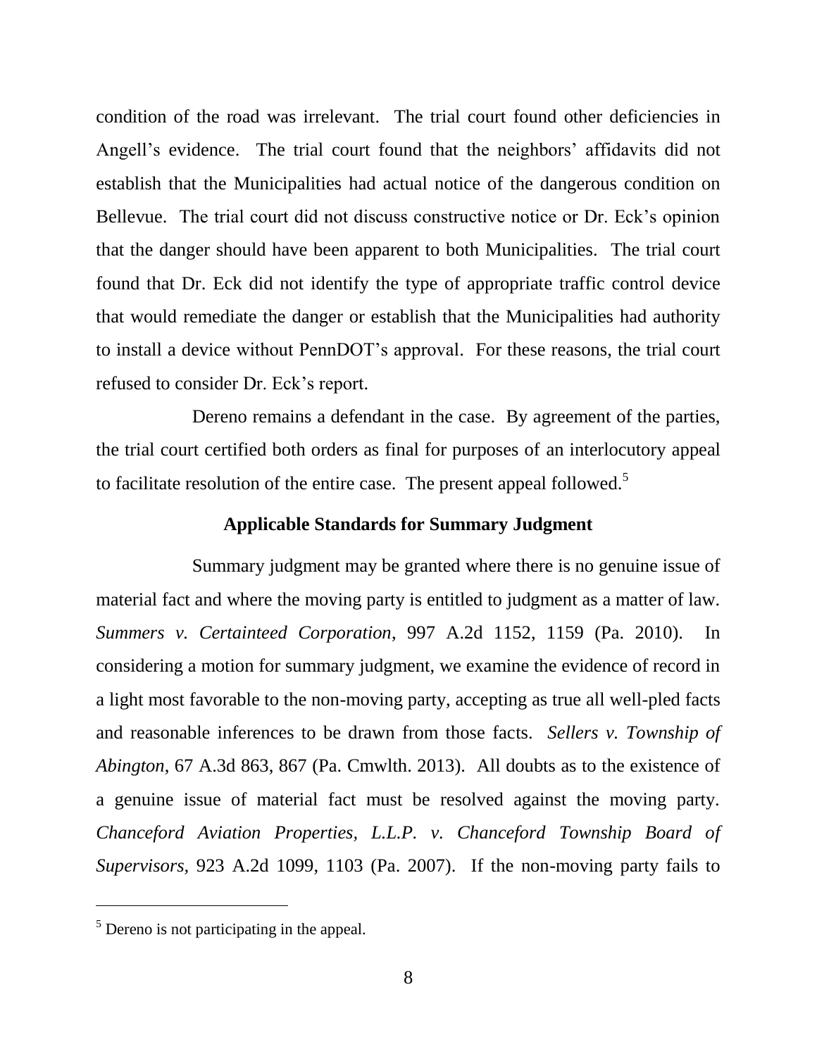condition of the road was irrelevant. The trial court found other deficiencies in Angell's evidence. The trial court found that the neighbors' affidavits did not establish that the Municipalities had actual notice of the dangerous condition on Bellevue. The trial court did not discuss constructive notice or Dr. Eck's opinion that the danger should have been apparent to both Municipalities. The trial court found that Dr. Eck did not identify the type of appropriate traffic control device that would remediate the danger or establish that the Municipalities had authority to install a device without PennDOT's approval. For these reasons, the trial court refused to consider Dr. Eck's report.

Dereno remains a defendant in the case. By agreement of the parties, the trial court certified both orders as final for purposes of an interlocutory appeal to facilitate resolution of the entire case. The present appeal followed.[5]

**Applicable Standards for Summary Judgment**

Summary judgment may be granted where there is no genuine issue of material fact and where the moving party is entitled to judgment as a matter of law. *Summers v. Certainteed Corporation*, 997 A.2d 1152, 1159 (Pa. 2010). In considering a motion for summary judgment, we examine the evidence of record in a light most favorable to the non-moving party, accepting as true all well-pled facts and reasonable inferences to be drawn from those facts. *Sellers v. Township of Abington*, 67 A.3d 863, 867 (Pa. Cmwlth. 2013). All doubts as to the existence of a genuine issue of material fact must be resolved against the moving party. *Chanceford Aviation Properties, L.L.P. v. Chanceford Township Board of Supervisors*, 923 A.2d 1099, 1103 (Pa. 2007). If the non-moving party fails to

[5] Dereno is not participating in the appeal.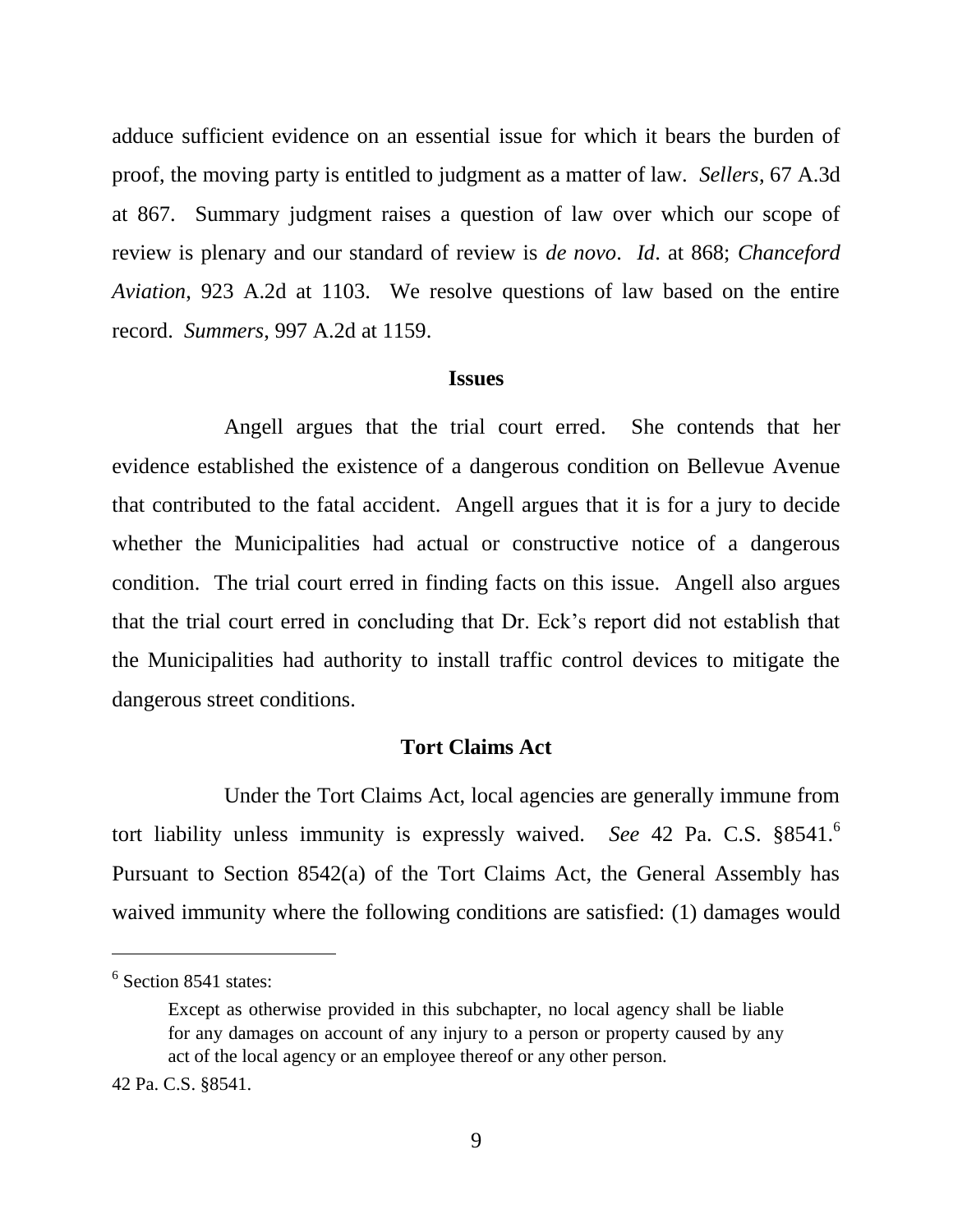adduce sufficient evidence on an essential issue for which it bears the burden of proof, the moving party is entitled to judgment as a matter of law. *Sellers*, 67 A.3d at 867. Summary judgment raises a question of law over which our scope of review is plenary and our standard of review is *de novo*. *Id*. at 868; *Chanceford Aviation*, 923 A.2d at 1103. We resolve questions of law based on the entire record. *Summers*, 997 A.2d at 1159.

## Issues

Angell argues that the trial court erred. She contends that her evidence established the existence of a dangerous condition on Bellevue Avenue that contributed to the fatal accident. Angell argues that it is for a jury to decide whether the Municipalities had actual or constructive notice of a dangerous condition. The trial court erred in finding facts on this issue. Angell also argues that the trial court erred in concluding that Dr. Eck's report did not establish that the Municipalities had authority to install traffic control devices to mitigate the dangerous street conditions.

## Tort Claims Act

Under the Tort Claims Act, local agencies are generally immune from tort liability unless immunity is expressly waived. *See* 42 Pa. C.S. §8541.[6] Pursuant to Section 8542(a) of the Tort Claims Act, the General Assembly has waived immunity where the following conditions are satisfied: (1) damages would

---

[6] Section 8541 states:

> Except as otherwise provided in this subchapter, no local agency shall be liable for any damages on account of any injury to a person or property caused by any act of the local agency or an employee thereof or any other person.

42 Pa. C.S. §8541.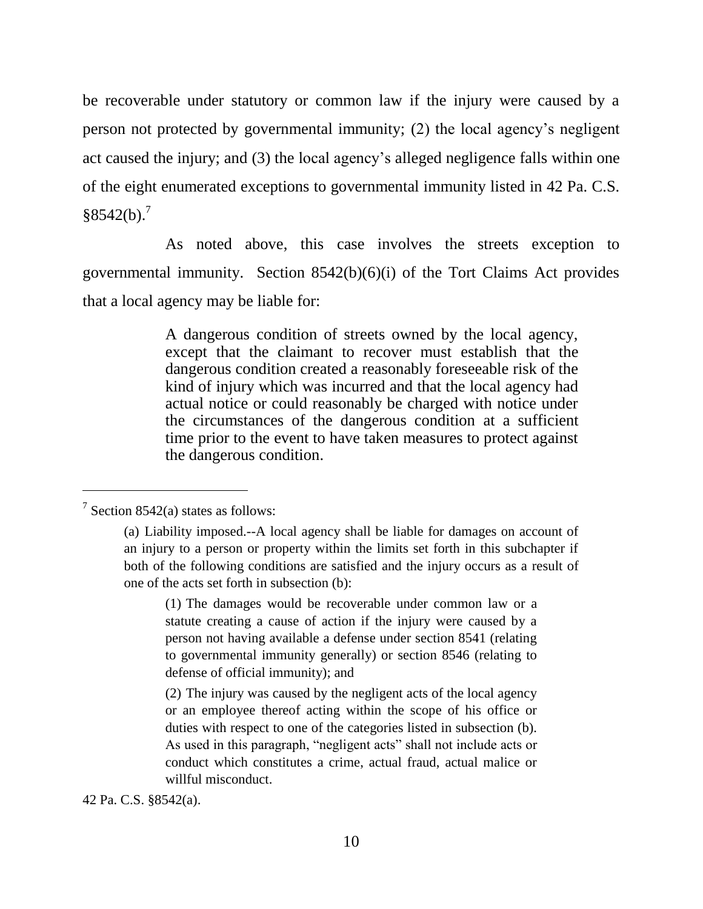be recoverable under statutory or common law if the injury were caused by a person not protected by governmental immunity; (2) the local agency's negligent act caused the injury; and (3) the local agency's alleged negligence falls within one of the eight enumerated exceptions to governmental immunity listed in 42 Pa. C.S. §8542(b).[7]

As noted above, this case involves the streets exception to governmental immunity. Section 8542(b)(6)(i) of the Tort Claims Act provides that a local agency may be liable for:

> A dangerous condition of streets owned by the local agency, except that the claimant to recover must establish that the dangerous condition created a reasonably foreseeable risk of the kind of injury which was incurred and that the local agency had actual notice or could reasonably be charged with notice under the circumstances of the dangerous condition at a sufficient time prior to the event to have taken measures to protect against the dangerous condition.

---

[7] Section 8542(a) states as follows:

> (a) Liability imposed.--A local agency shall be liable for damages on account of an injury to a person or property within the limits set forth in this subchapter if both of the following conditions are satisfied and the injury occurs as a result of one of the acts set forth in subsection (b):
>
> > (1) The damages would be recoverable under common law or a statute creating a cause of action if the injury were caused by a person not having available a defense under section 8541 (relating to governmental immunity generally) or section 8546 (relating to defense of official immunity); and
> >
> > (2) The injury was caused by the negligent acts of the local agency or an employee thereof acting within the scope of his office or duties with respect to one of the categories listed in subsection (b). As used in this paragraph, "negligent acts" shall not include acts or conduct which constitutes a crime, actual fraud, actual malice or willful misconduct.

42 Pa. C.S. §8542(a).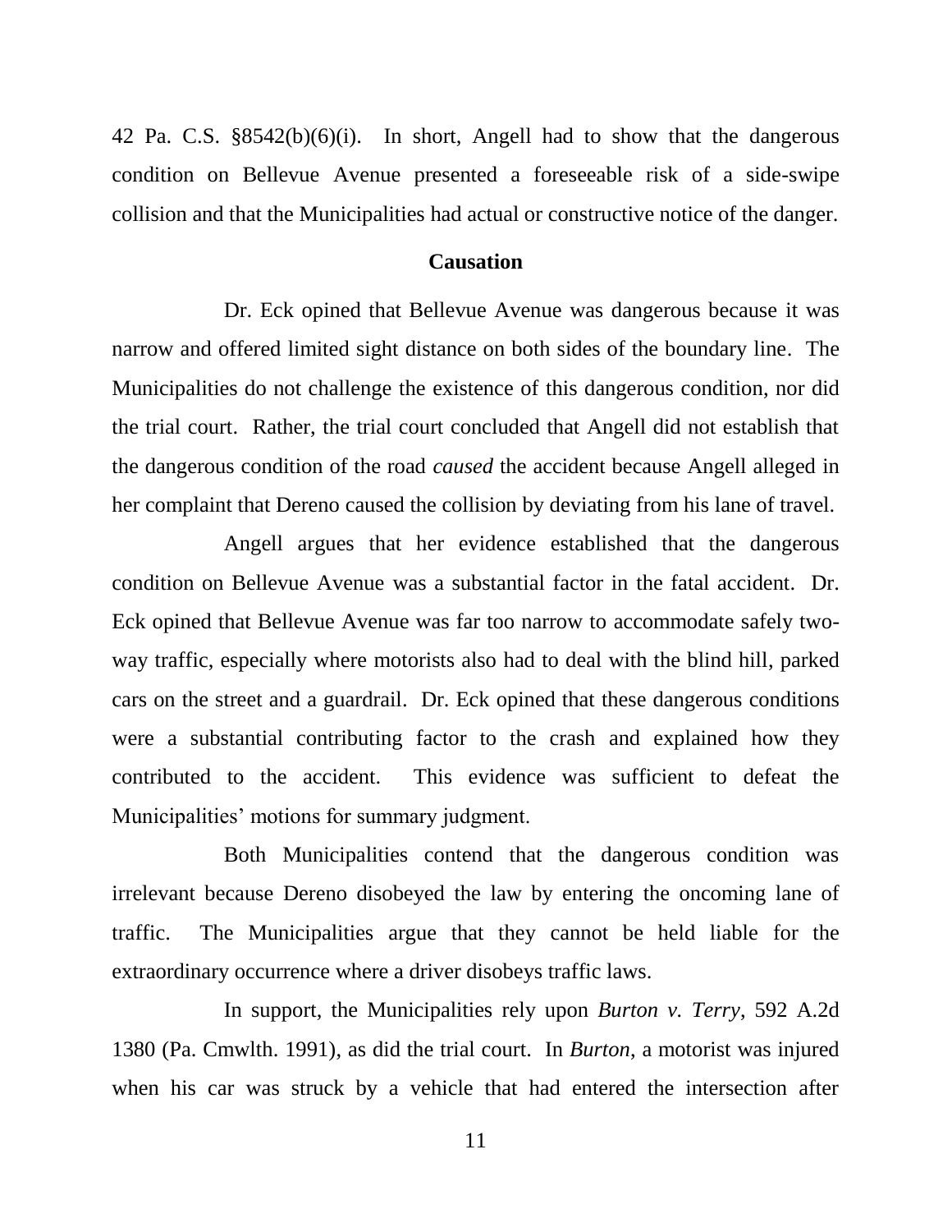42 Pa. C.S. §8542(b)(6)(i). In short, Angell had to show that the dangerous condition on Bellevue Avenue presented a foreseeable risk of a side-swipe collision and that the Municipalities had actual or constructive notice of the danger.

**Causation**

Dr. Eck opined that Bellevue Avenue was dangerous because it was narrow and offered limited sight distance on both sides of the boundary line. The Municipalities do not challenge the existence of this dangerous condition, nor did the trial court. Rather, the trial court concluded that Angell did not establish that the dangerous condition of the road *caused* the accident because Angell alleged in her complaint that Dereno caused the collision by deviating from his lane of travel.

Angell argues that her evidence established that the dangerous condition on Bellevue Avenue was a substantial factor in the fatal accident. Dr. Eck opined that Bellevue Avenue was far too narrow to accommodate safely two-way traffic, especially where motorists also had to deal with the blind hill, parked cars on the street and a guardrail. Dr. Eck opined that these dangerous conditions were a substantial contributing factor to the crash and explained how they contributed to the accident. This evidence was sufficient to defeat the Municipalities' motions for summary judgment.

Both Municipalities contend that the dangerous condition was irrelevant because Dereno disobeyed the law by entering the oncoming lane of traffic. The Municipalities argue that they cannot be held liable for the extraordinary occurrence where a driver disobeys traffic laws.

In support, the Municipalities rely upon *Burton v. Terry*, 592 A.2d 1380 (Pa. Cmwlth. 1991), as did the trial court. In *Burton*, a motorist was injured when his car was struck by a vehicle that had entered the intersection after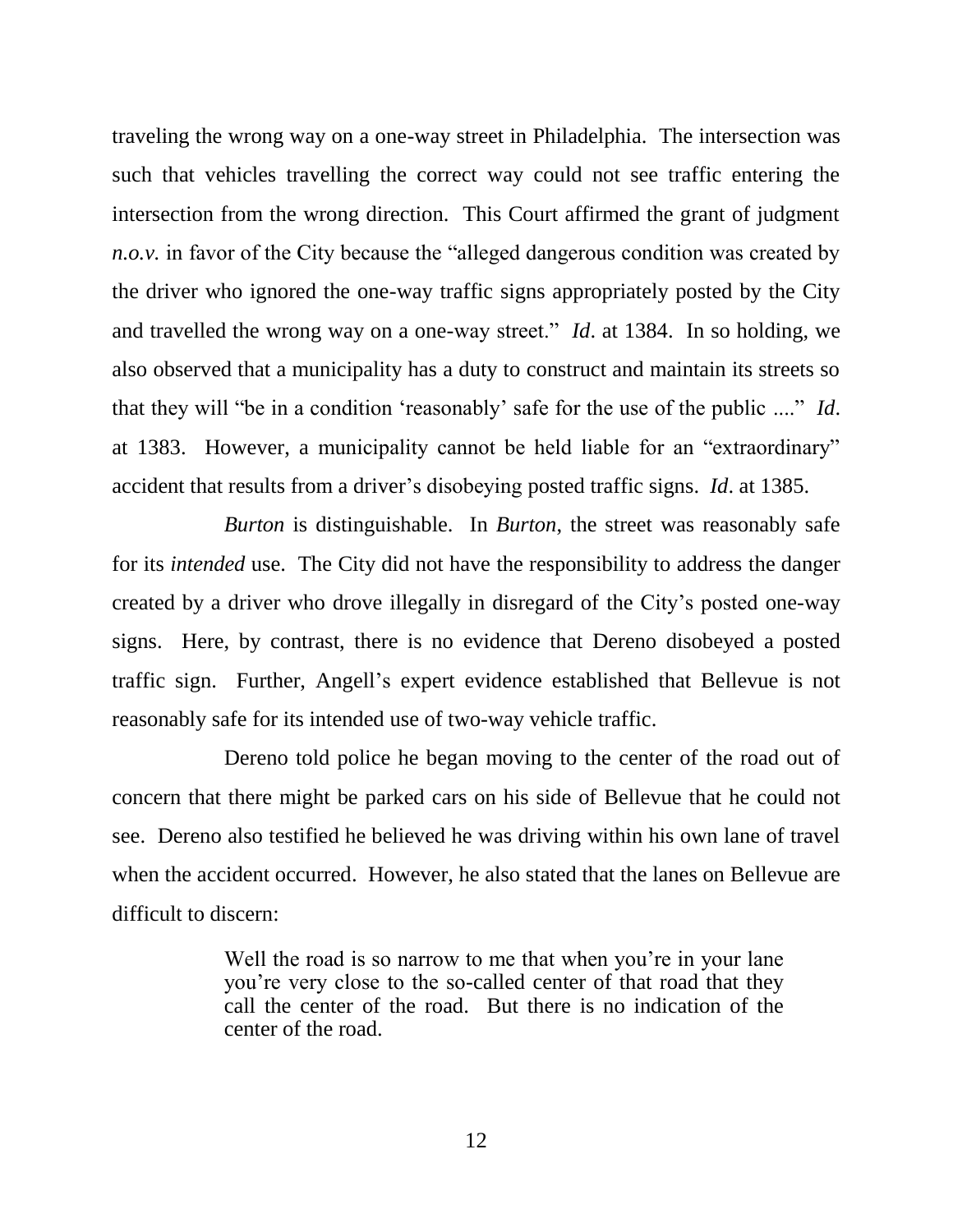traveling the wrong way on a one-way street in Philadelphia. The intersection was such that vehicles travelling the correct way could not see traffic entering the intersection from the wrong direction. This Court affirmed the grant of judgment *n.o.v.* in favor of the City because the "alleged dangerous condition was created by the driver who ignored the one-way traffic signs appropriately posted by the City and travelled the wrong way on a one-way street." *Id*. at 1384. In so holding, we also observed that a municipality has a duty to construct and maintain its streets so that they will "be in a condition 'reasonably' safe for the use of the public ...." *Id*. at 1383. However, a municipality cannot be held liable for an "extraordinary" accident that results from a driver's disobeying posted traffic signs. *Id*. at 1385.

*Burton* is distinguishable. In *Burton*, the street was reasonably safe for its *intended* use. The City did not have the responsibility to address the danger created by a driver who drove illegally in disregard of the City's posted one-way signs. Here, by contrast, there is no evidence that Dereno disobeyed a posted traffic sign. Further, Angell's expert evidence established that Bellevue is not reasonably safe for its intended use of two-way vehicle traffic.

Dereno told police he began moving to the center of the road out of concern that there might be parked cars on his side of Bellevue that he could not see. Dereno also testified he believed he was driving within his own lane of travel when the accident occurred. However, he also stated that the lanes on Bellevue are difficult to discern:

> Well the road is so narrow to me that when you're in your lane you're very close to the so-called center of that road that they call the center of the road. But there is no indication of the center of the road.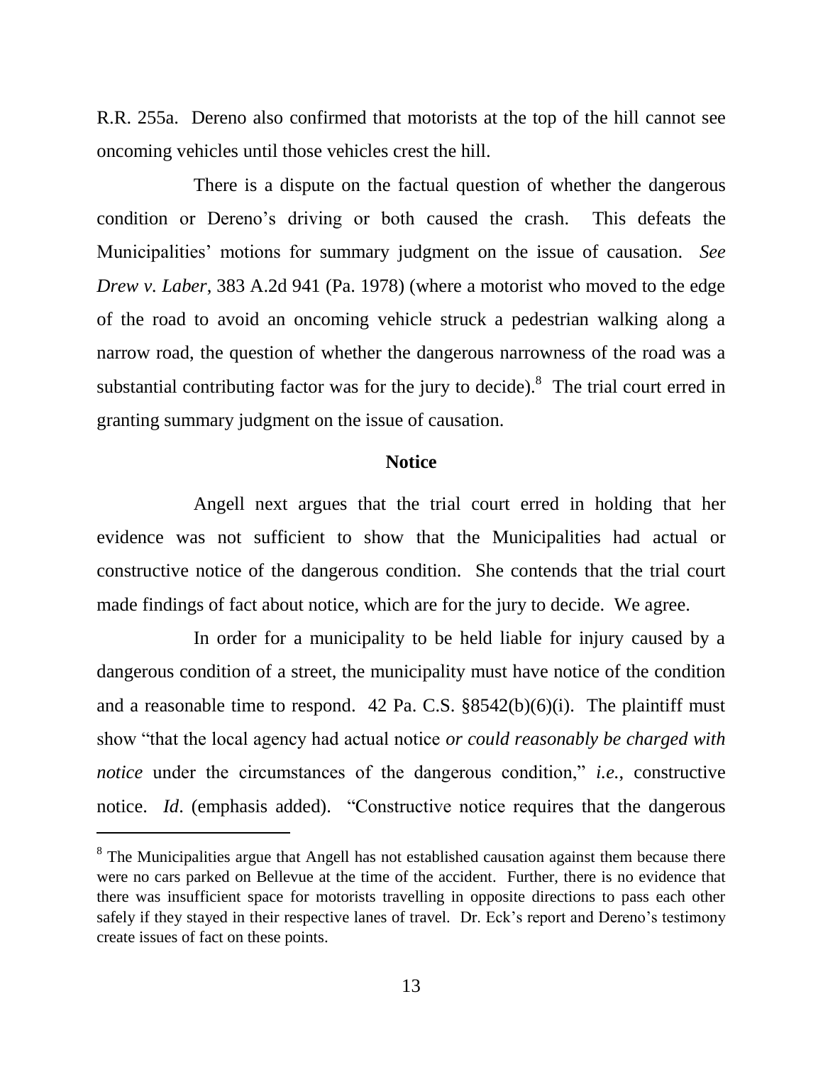R.R. 255a. Dereno also confirmed that motorists at the top of the hill cannot see oncoming vehicles until those vehicles crest the hill.

There is a dispute on the factual question of whether the dangerous condition or Dereno's driving or both caused the crash. This defeats the Municipalities' motions for summary judgment on the issue of causation. *See Drew v. Laber*, 383 A.2d 941 (Pa. 1978) (where a motorist who moved to the edge of the road to avoid an oncoming vehicle struck a pedestrian walking along a narrow road, the question of whether the dangerous narrowness of the road was a substantial contributing factor was for the jury to decide).[8] The trial court erred in granting summary judgment on the issue of causation.

**Notice**

Angell next argues that the trial court erred in holding that her evidence was not sufficient to show that the Municipalities had actual or constructive notice of the dangerous condition. She contends that the trial court made findings of fact about notice, which are for the jury to decide. We agree.

In order for a municipality to be held liable for injury caused by a dangerous condition of a street, the municipality must have notice of the condition and a reasonable time to respond. 42 Pa. C.S. §8542(b)(6)(i). The plaintiff must show "that the local agency had actual notice *or could reasonably be charged with notice* under the circumstances of the dangerous condition," *i.e.*, constructive notice. *Id*. (emphasis added). "Constructive notice requires that the dangerous

---

[8] The Municipalities argue that Angell has not established causation against them because there were no cars parked on Bellevue at the time of the accident. Further, there is no evidence that there was insufficient space for motorists travelling in opposite directions to pass each other safely if they stayed in their respective lanes of travel. Dr. Eck's report and Dereno's testimony create issues of fact on these points.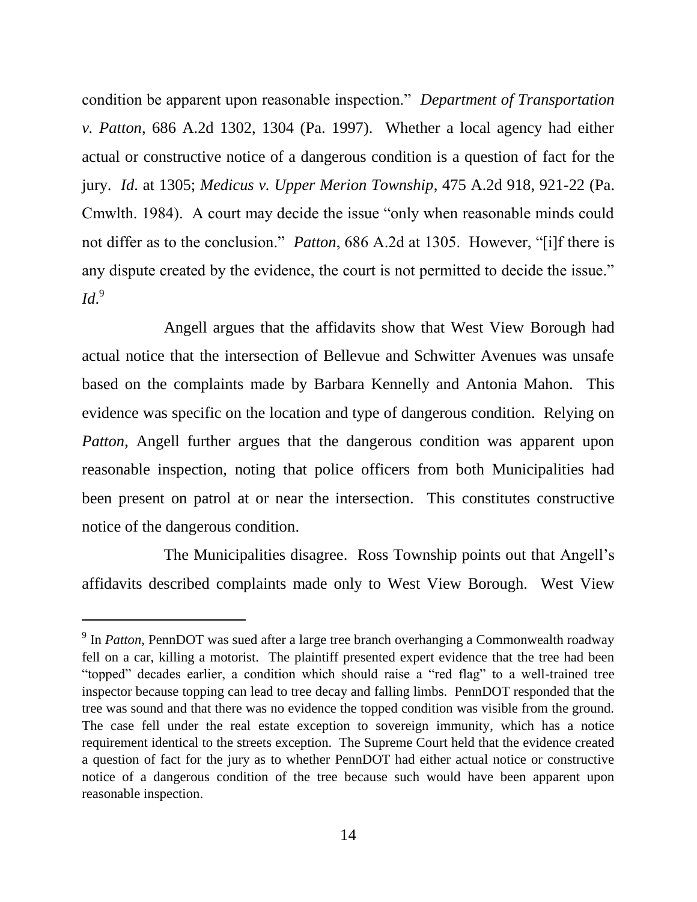condition be apparent upon reasonable inspection." *Department of Transportation v. Patton*, 686 A.2d 1302, 1304 (Pa. 1997). Whether a local agency had either actual or constructive notice of a dangerous condition is a question of fact for the jury. *Id*. at 1305; *Medicus v. Upper Merion Township*, 475 A.2d 918, 921-22 (Pa. Cmwlth. 1984). A court may decide the issue "only when reasonable minds could not differ as to the conclusion." *Patton*, 686 A.2d at 1305. However, "[i]f there is any dispute created by the evidence, the court is not permitted to decide the issue." *Id*.[9]

Angell argues that the affidavits show that West View Borough had actual notice that the intersection of Bellevue and Schwitter Avenues was unsafe based on the complaints made by Barbara Kennelly and Antonia Mahon. This evidence was specific on the location and type of dangerous condition. Relying on *Patton*, Angell further argues that the dangerous condition was apparent upon reasonable inspection, noting that police officers from both Municipalities had been present on patrol at or near the intersection. This constitutes constructive notice of the dangerous condition.

The Municipalities disagree. Ross Township points out that Angell's affidavits described complaints made only to West View Borough. West View

---

[9] In *Patton*, PennDOT was sued after a large tree branch overhanging a Commonwealth roadway fell on a car, killing a motorist. The plaintiff presented expert evidence that the tree had been "topped" decades earlier, a condition which should raise a "red flag" to a well-trained tree inspector because topping can lead to tree decay and falling limbs. PennDOT responded that the tree was sound and that there was no evidence the topped condition was visible from the ground. The case fell under the real estate exception to sovereign immunity, which has a notice requirement identical to the streets exception. The Supreme Court held that the evidence created a question of fact for the jury as to whether PennDOT had either actual notice or constructive notice of a dangerous condition of the tree because such would have been apparent upon reasonable inspection.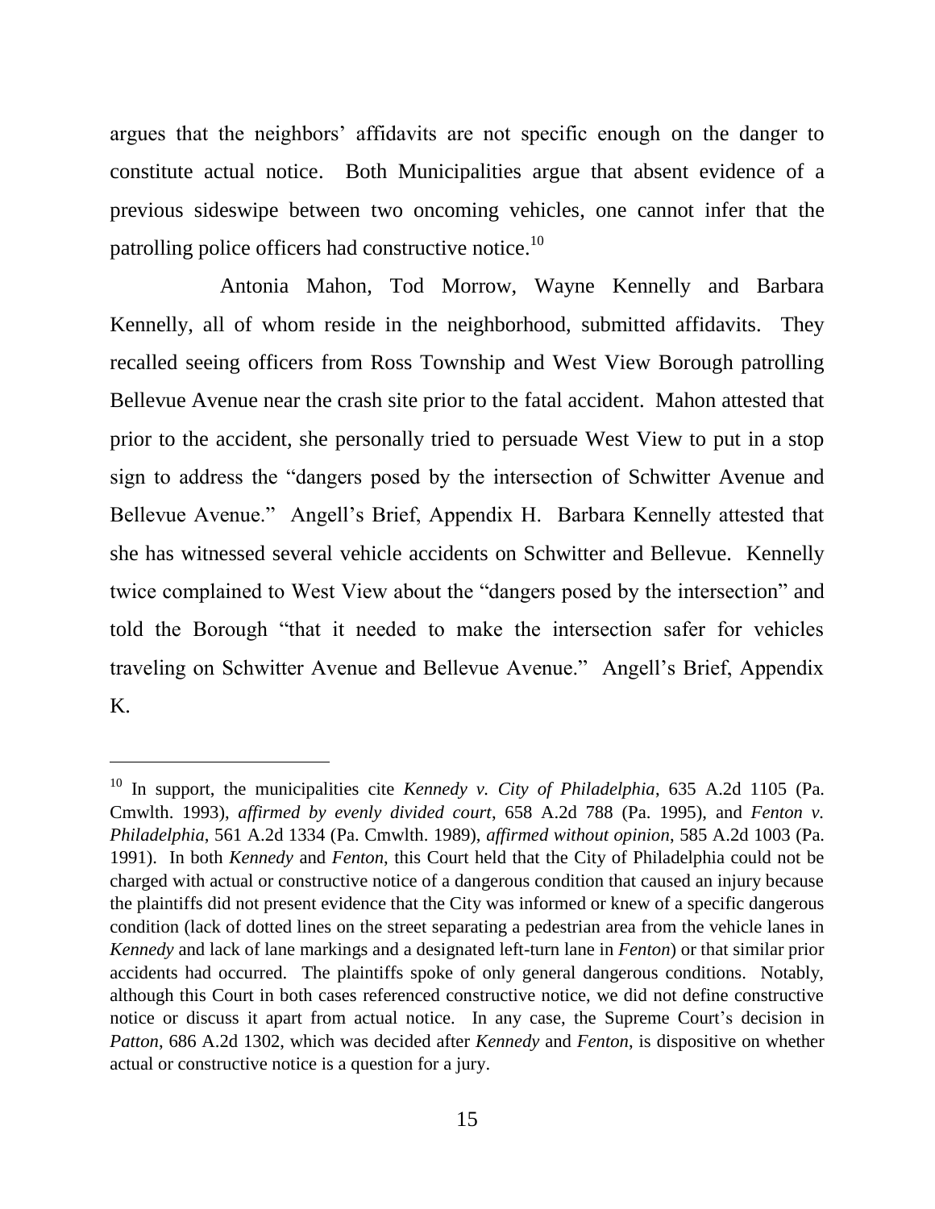argues that the neighbors' affidavits are not specific enough on the danger to constitute actual notice. Both Municipalities argue that absent evidence of a previous sideswipe between two oncoming vehicles, one cannot infer that the patrolling police officers had constructive notice.[10]

Antonia Mahon, Tod Morrow, Wayne Kennelly and Barbara Kennelly, all of whom reside in the neighborhood, submitted affidavits. They recalled seeing officers from Ross Township and West View Borough patrolling Bellevue Avenue near the crash site prior to the fatal accident. Mahon attested that prior to the accident, she personally tried to persuade West View to put in a stop sign to address the "dangers posed by the intersection of Schwitter Avenue and Bellevue Avenue." Angell's Brief, Appendix H. Barbara Kennelly attested that she has witnessed several vehicle accidents on Schwitter and Bellevue. Kennelly twice complained to West View about the "dangers posed by the intersection" and told the Borough "that it needed to make the intersection safer for vehicles traveling on Schwitter Avenue and Bellevue Avenue." Angell's Brief, Appendix K.

---

[10] In support, the municipalities cite *Kennedy v. City of Philadelphia*, 635 A.2d 1105 (Pa. Cmwlth. 1993), *affirmed by evenly divided court*, 658 A.2d 788 (Pa. 1995), and *Fenton v. Philadelphia*, 561 A.2d 1334 (Pa. Cmwlth. 1989), *affirmed without opinion*, 585 A.2d 1003 (Pa. 1991). In both *Kennedy* and *Fenton*, this Court held that the City of Philadelphia could not be charged with actual or constructive notice of a dangerous condition that caused an injury because the plaintiffs did not present evidence that the City was informed or knew of a specific dangerous condition (lack of dotted lines on the street separating a pedestrian area from the vehicle lanes in *Kennedy* and lack of lane markings and a designated left-turn lane in *Fenton*) or that similar prior accidents had occurred. The plaintiffs spoke of only general dangerous conditions. Notably, although this Court in both cases referenced constructive notice, we did not define constructive notice or discuss it apart from actual notice. In any case, the Supreme Court's decision in *Patton*, 686 A.2d 1302, which was decided after *Kennedy* and *Fenton*, is dispositive on whether actual or constructive notice is a question for a jury.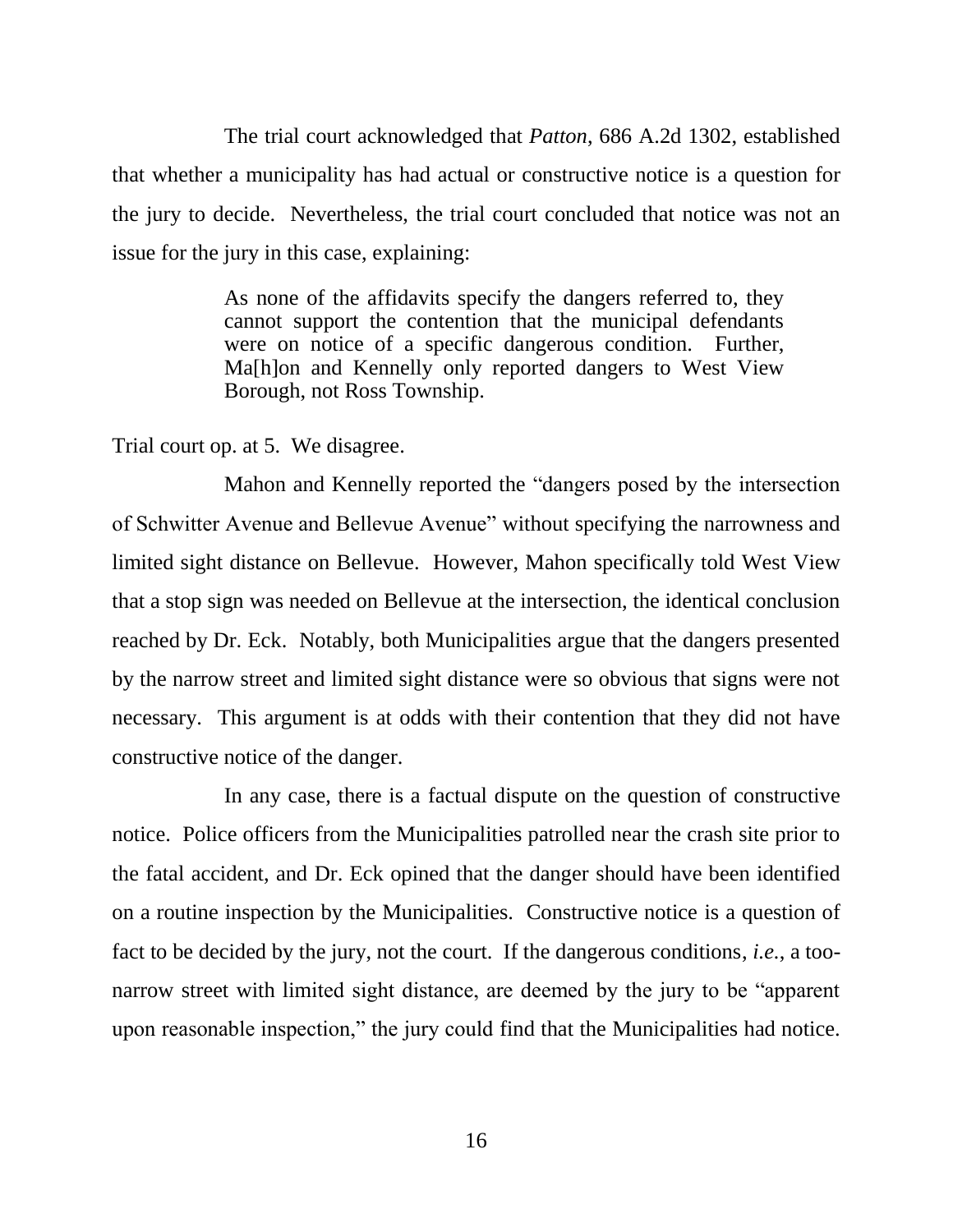The trial court acknowledged that *Patton*, 686 A.2d 1302, established that whether a municipality has had actual or constructive notice is a question for the jury to decide. Nevertheless, the trial court concluded that notice was not an issue for the jury in this case, explaining:

> As none of the affidavits specify the dangers referred to, they cannot support the contention that the municipal defendants were on notice of a specific dangerous condition. Further, Ma[h]on and Kennelly only reported dangers to West View Borough, not Ross Township.

Trial court op. at 5. We disagree.

Mahon and Kennelly reported the "dangers posed by the intersection of Schwitter Avenue and Bellevue Avenue" without specifying the narrowness and limited sight distance on Bellevue. However, Mahon specifically told West View that a stop sign was needed on Bellevue at the intersection, the identical conclusion reached by Dr. Eck. Notably, both Municipalities argue that the dangers presented by the narrow street and limited sight distance were so obvious that signs were not necessary. This argument is at odds with their contention that they did not have constructive notice of the danger.

In any case, there is a factual dispute on the question of constructive notice. Police officers from the Municipalities patrolled near the crash site prior to the fatal accident, and Dr. Eck opined that the danger should have been identified on a routine inspection by the Municipalities. Constructive notice is a question of fact to be decided by the jury, not the court. If the dangerous conditions, *i.e.*, a too-narrow street with limited sight distance, are deemed by the jury to be "apparent upon reasonable inspection," the jury could find that the Municipalities had notice.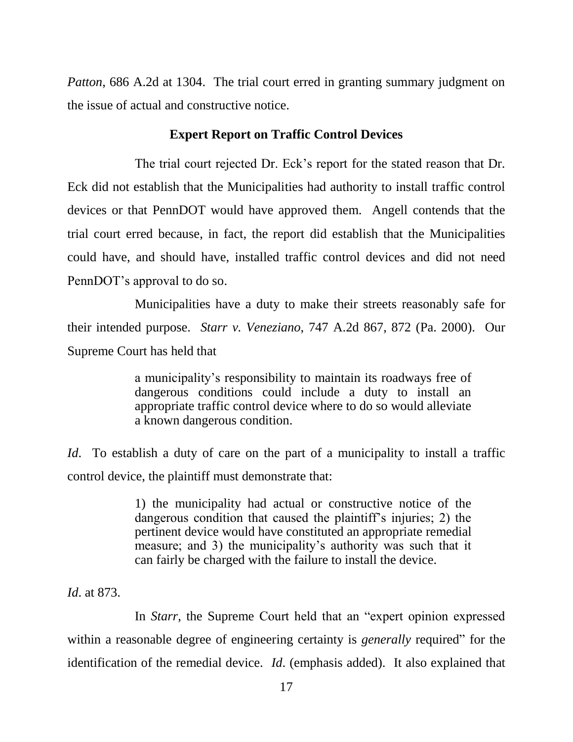*Patton*, 686 A.2d at 1304. The trial court erred in granting summary judgment on the issue of actual and constructive notice.

**Expert Report on Traffic Control Devices**

The trial court rejected Dr. Eck's report for the stated reason that Dr. Eck did not establish that the Municipalities had authority to install traffic control devices or that PennDOT would have approved them. Angell contends that the trial court erred because, in fact, the report did establish that the Municipalities could have, and should have, installed traffic control devices and did not need PennDOT's approval to do so.

Municipalities have a duty to make their streets reasonably safe for their intended purpose. *Starr v. Veneziano*, 747 A.2d 867, 872 (Pa. 2000). Our Supreme Court has held that

> a municipality's responsibility to maintain its roadways free of dangerous conditions could include a duty to install an appropriate traffic control device where to do so would alleviate a known dangerous condition.

*Id*. To establish a duty of care on the part of a municipality to install a traffic control device, the plaintiff must demonstrate that:

> 1) the municipality had actual or constructive notice of the dangerous condition that caused the plaintiff's injuries; 2) the pertinent device would have constituted an appropriate remedial measure; and 3) the municipality's authority was such that it can fairly be charged with the failure to install the device.

*Id*. at 873.

In *Starr*, the Supreme Court held that an "expert opinion expressed within a reasonable degree of engineering certainty is *generally* required" for the identification of the remedial device. *Id*. (emphasis added). It also explained that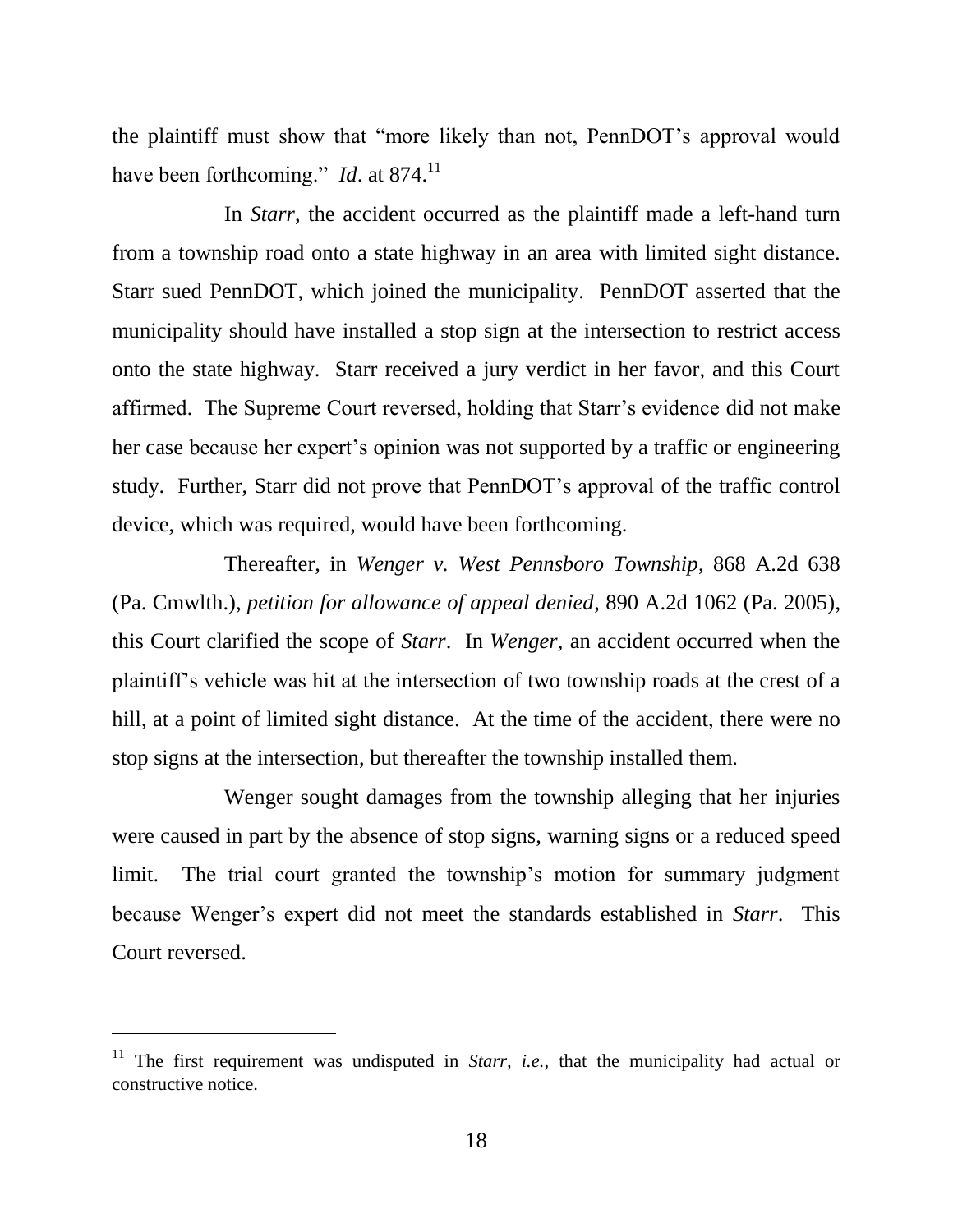the plaintiff must show that "more likely than not, PennDOT's approval would have been forthcoming." *Id*. at 874.[11]

In *Starr*, the accident occurred as the plaintiff made a left-hand turn from a township road onto a state highway in an area with limited sight distance. Starr sued PennDOT, which joined the municipality. PennDOT asserted that the municipality should have installed a stop sign at the intersection to restrict access onto the state highway. Starr received a jury verdict in her favor, and this Court affirmed. The Supreme Court reversed, holding that Starr's evidence did not make her case because her expert's opinion was not supported by a traffic or engineering study. Further, Starr did not prove that PennDOT's approval of the traffic control device, which was required, would have been forthcoming.

Thereafter, in *Wenger v. West Pennsboro Township*, 868 A.2d 638 (Pa. Cmwlth.), *petition for allowance of appeal denied*, 890 A.2d 1062 (Pa. 2005), this Court clarified the scope of *Starr*. In *Wenger*, an accident occurred when the plaintiff's vehicle was hit at the intersection of two township roads at the crest of a hill, at a point of limited sight distance. At the time of the accident, there were no stop signs at the intersection, but thereafter the township installed them.

Wenger sought damages from the township alleging that her injuries were caused in part by the absence of stop signs, warning signs or a reduced speed limit. The trial court granted the township's motion for summary judgment because Wenger's expert did not meet the standards established in *Starr*. This Court reversed.

---

[11] The first requirement was undisputed in *Starr*, *i.e.*, that the municipality had actual or constructive notice.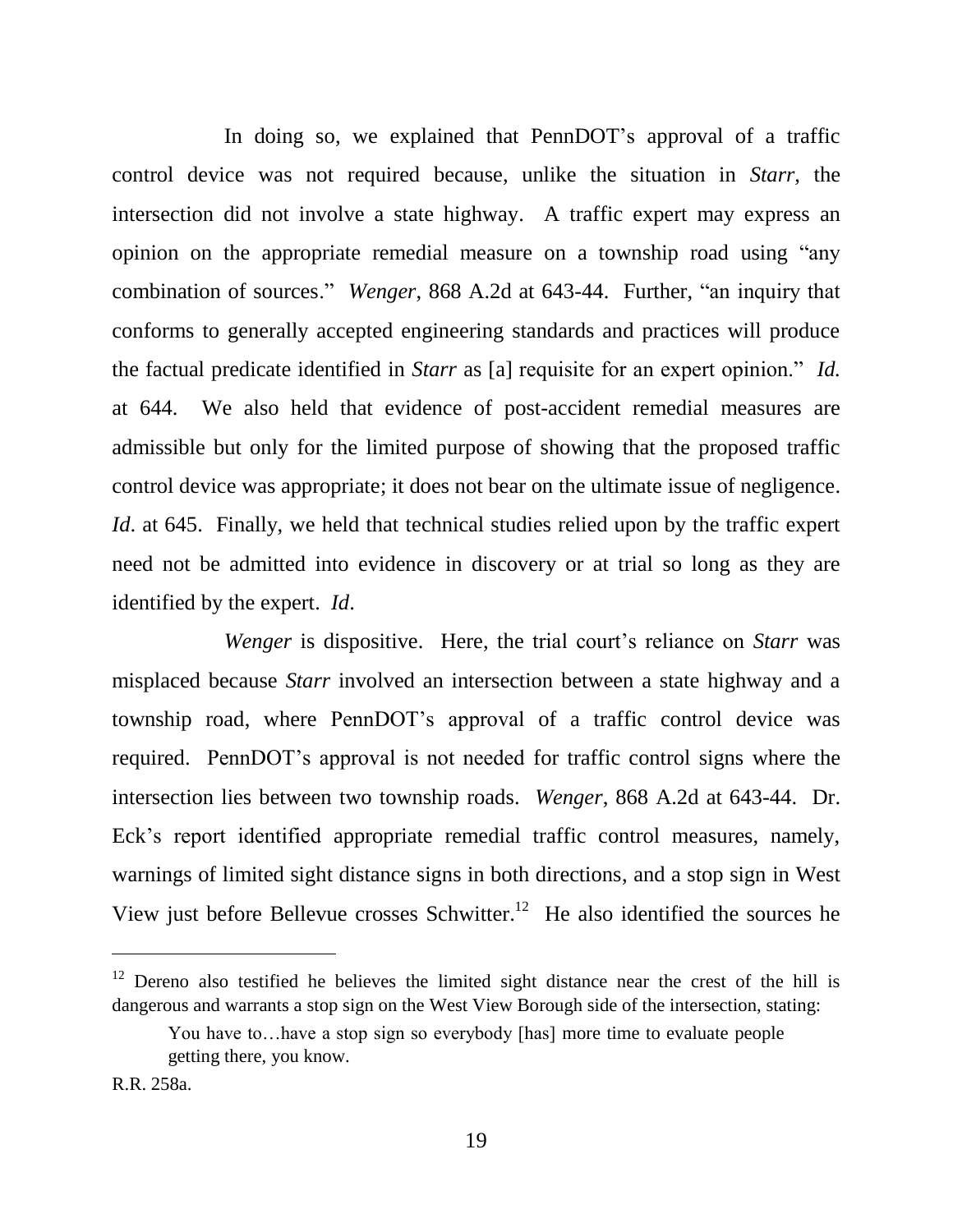In doing so, we explained that PennDOT's approval of a traffic control device was not required because, unlike the situation in *Starr*, the intersection did not involve a state highway. A traffic expert may express an opinion on the appropriate remedial measure on a township road using "any combination of sources." *Wenger*, 868 A.2d at 643-44. Further, "an inquiry that conforms to generally accepted engineering standards and practices will produce the factual predicate identified in *Starr* as [a] requisite for an expert opinion." *Id.* at 644. We also held that evidence of post-accident remedial measures are admissible but only for the limited purpose of showing that the proposed traffic control device was appropriate; it does not bear on the ultimate issue of negligence. *Id*. at 645. Finally, we held that technical studies relied upon by the traffic expert need not be admitted into evidence in discovery or at trial so long as they are identified by the expert. *Id*.

*Wenger* is dispositive. Here, the trial court's reliance on *Starr* was misplaced because *Starr* involved an intersection between a state highway and a township road, where PennDOT's approval of a traffic control device was required. PennDOT's approval is not needed for traffic control signs where the intersection lies between two township roads. *Wenger*, 868 A.2d at 643-44. Dr. Eck's report identified appropriate remedial traffic control measures, namely, warnings of limited sight distance signs in both directions, and a stop sign in West View just before Bellevue crosses Schwitter.[12] He also identified the sources he

---

[12] Dereno also testified he believes the limited sight distance near the crest of the hill is dangerous and warrants a stop sign on the West View Borough side of the intersection, stating:

> You have to…have a stop sign so everybody [has] more time to evaluate people getting there, you know.

R.R. 258a.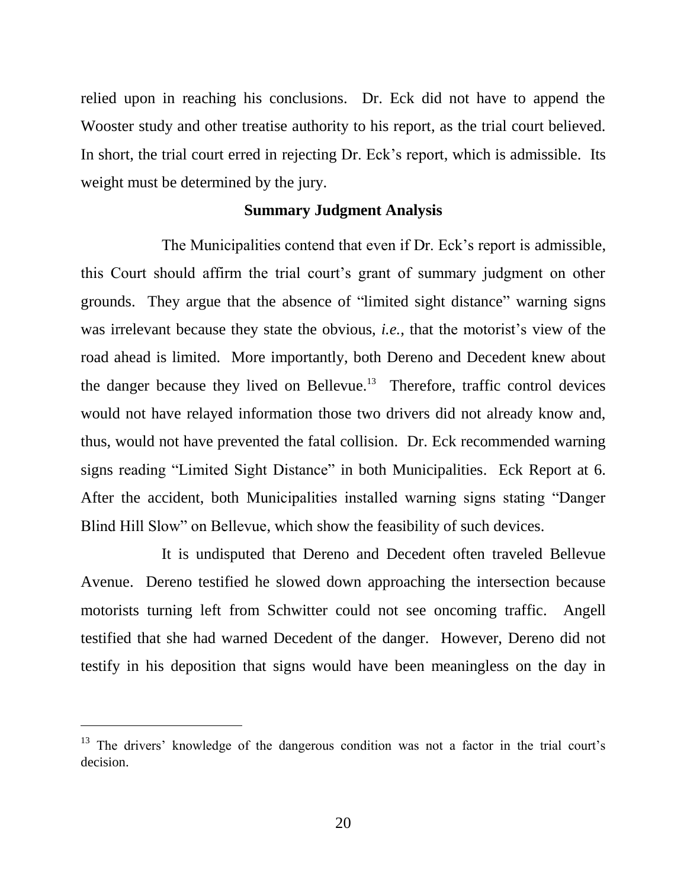relied upon in reaching his conclusions. Dr. Eck did not have to append the Wooster study and other treatise authority to his report, as the trial court believed. In short, the trial court erred in rejecting Dr. Eck's report, which is admissible. Its weight must be determined by the jury.

## Summary Judgment Analysis

The Municipalities contend that even if Dr. Eck's report is admissible, this Court should affirm the trial court's grant of summary judgment on other grounds. They argue that the absence of "limited sight distance" warning signs was irrelevant because they state the obvious, *i.e.*, that the motorist's view of the road ahead is limited. More importantly, both Dereno and Decedent knew about the danger because they lived on Bellevue.[13] Therefore, traffic control devices would not have relayed information those two drivers did not already know and, thus, would not have prevented the fatal collision. Dr. Eck recommended warning signs reading "Limited Sight Distance" in both Municipalities. Eck Report at 6. After the accident, both Municipalities installed warning signs stating "Danger Blind Hill Slow" on Bellevue, which show the feasibility of such devices.

It is undisputed that Dereno and Decedent often traveled Bellevue Avenue. Dereno testified he slowed down approaching the intersection because motorists turning left from Schwitter could not see oncoming traffic. Angell testified that she had warned Decedent of the danger. However, Dereno did not testify in his deposition that signs would have been meaningless on the day in

---

[13] The drivers' knowledge of the dangerous condition was not a factor in the trial court's decision.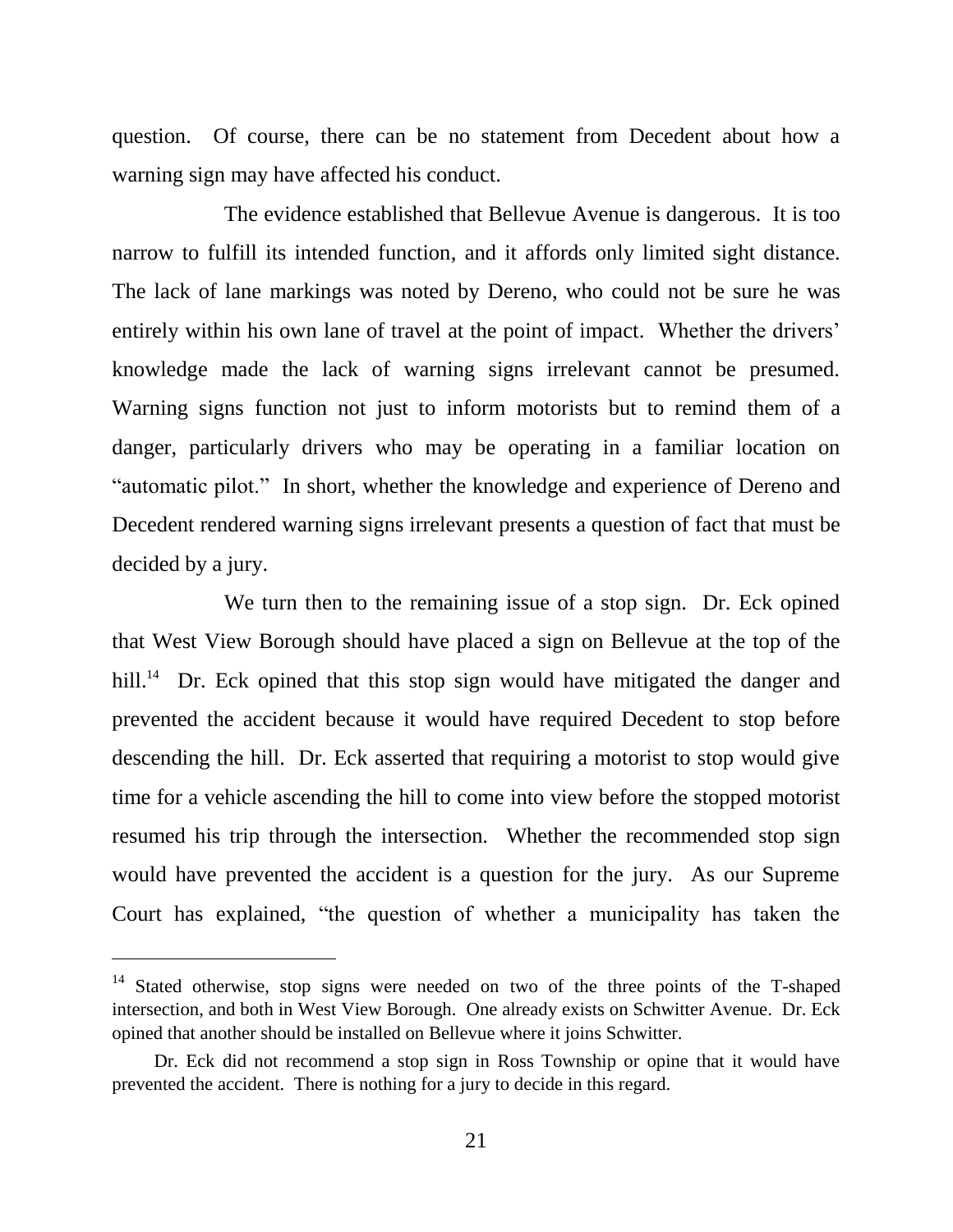question. Of course, there can be no statement from Decedent about how a warning sign may have affected his conduct.

The evidence established that Bellevue Avenue is dangerous. It is too narrow to fulfill its intended function, and it affords only limited sight distance. The lack of lane markings was noted by Dereno, who could not be sure he was entirely within his own lane of travel at the point of impact. Whether the drivers' knowledge made the lack of warning signs irrelevant cannot be presumed. Warning signs function not just to inform motorists but to remind them of a danger, particularly drivers who may be operating in a familiar location on "automatic pilot." In short, whether the knowledge and experience of Dereno and Decedent rendered warning signs irrelevant presents a question of fact that must be decided by a jury.

We turn then to the remaining issue of a stop sign. Dr. Eck opined that West View Borough should have placed a sign on Bellevue at the top of the hill.[14] Dr. Eck opined that this stop sign would have mitigated the danger and prevented the accident because it would have required Decedent to stop before descending the hill. Dr. Eck asserted that requiring a motorist to stop would give time for a vehicle ascending the hill to come into view before the stopped motorist resumed his trip through the intersection. Whether the recommended stop sign would have prevented the accident is a question for the jury. As our Supreme Court has explained, "the question of whether a municipality has taken the

---

[14] Stated otherwise, stop signs were needed on two of the three points of the T-shaped intersection, and both in West View Borough. One already exists on Schwitter Avenue. Dr. Eck opined that another should be installed on Bellevue where it joins Schwitter.

Dr. Eck did not recommend a stop sign in Ross Township or opine that it would have prevented the accident. There is nothing for a jury to decide in this regard.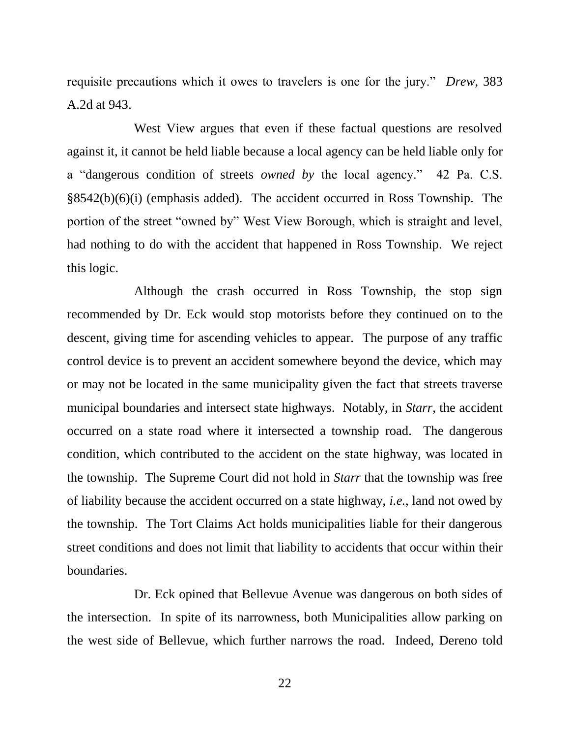requisite precautions which it owes to travelers is one for the jury." *Drew*, 383 A.2d at 943.

West View argues that even if these factual questions are resolved against it, it cannot be held liable because a local agency can be held liable only for a "dangerous condition of streets *owned by* the local agency." 42 Pa. C.S. §8542(b)(6)(i) (emphasis added). The accident occurred in Ross Township. The portion of the street "owned by" West View Borough, which is straight and level, had nothing to do with the accident that happened in Ross Township. We reject this logic.

Although the crash occurred in Ross Township, the stop sign recommended by Dr. Eck would stop motorists before they continued on to the descent, giving time for ascending vehicles to appear. The purpose of any traffic control device is to prevent an accident somewhere beyond the device, which may or may not be located in the same municipality given the fact that streets traverse municipal boundaries and intersect state highways. Notably, in *Starr*, the accident occurred on a state road where it intersected a township road. The dangerous condition, which contributed to the accident on the state highway, was located in the township. The Supreme Court did not hold in *Starr* that the township was free of liability because the accident occurred on a state highway, *i.e.*, land not owed by the township. The Tort Claims Act holds municipalities liable for their dangerous street conditions and does not limit that liability to accidents that occur within their boundaries.

Dr. Eck opined that Bellevue Avenue was dangerous on both sides of the intersection. In spite of its narrowness, both Municipalities allow parking on the west side of Bellevue, which further narrows the road. Indeed, Dereno told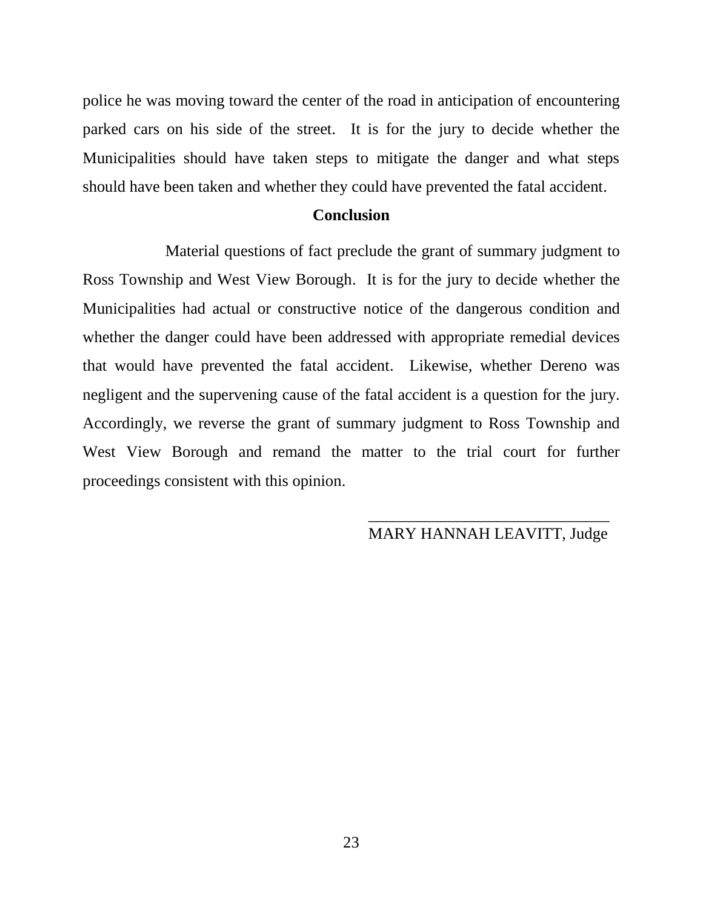police he was moving toward the center of the road in anticipation of encountering parked cars on his side of the street. It is for the jury to decide whether the Municipalities should have taken steps to mitigate the danger and what steps should have been taken and whether they could have prevented the fatal accident.

**Conclusion**

Material questions of fact preclude the grant of summary judgment to Ross Township and West View Borough. It is for the jury to decide whether the Municipalities had actual or constructive notice of the dangerous condition and whether the danger could have been addressed with appropriate remedial devices that would have prevented the fatal accident. Likewise, whether Dereno was negligent and the supervening cause of the fatal accident is a question for the jury. Accordingly, we reverse the grant of summary judgment to Ross Township and West View Borough and remand the matter to the trial court for further proceedings consistent with this opinion.

______________________________
MARY HANNAH LEAVITT, Judge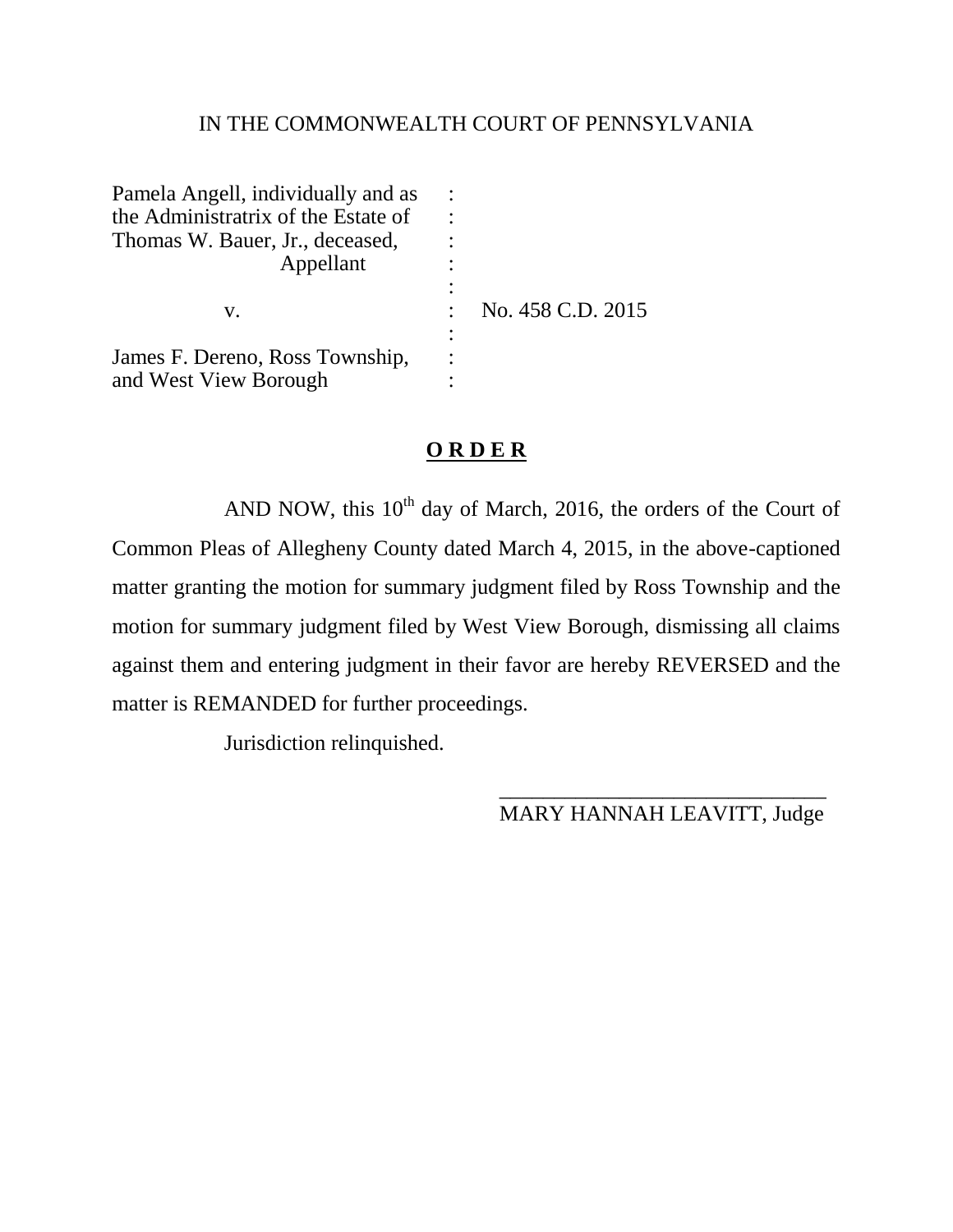IN THE COMMONWEALTH COURT OF PENNSYLVANIA

| | | |
|---|---|---|
| Pamela Angell, individually and as the Administratrix of the Estate of Thomas W. Bauer, Jr., deceased, Appellant | : | |
| v. | : | No. 458 C.D. 2015 |
| James F. Dereno, Ross Township, and West View Borough | : | |

**O R D E R**

AND NOW, this 10th day of March, 2016, the orders of the Court of Common Pleas of Allegheny County dated March 4, 2015, in the above-captioned matter granting the motion for summary judgment filed by Ross Township and the motion for summary judgment filed by West View Borough, dismissing all claims against them and entering judgment in their favor are hereby REVERSED and the matter is REMANDED for further proceedings.

Jurisdiction relinquished.

______________________________
MARY HANNAH LEAVITT, Judge